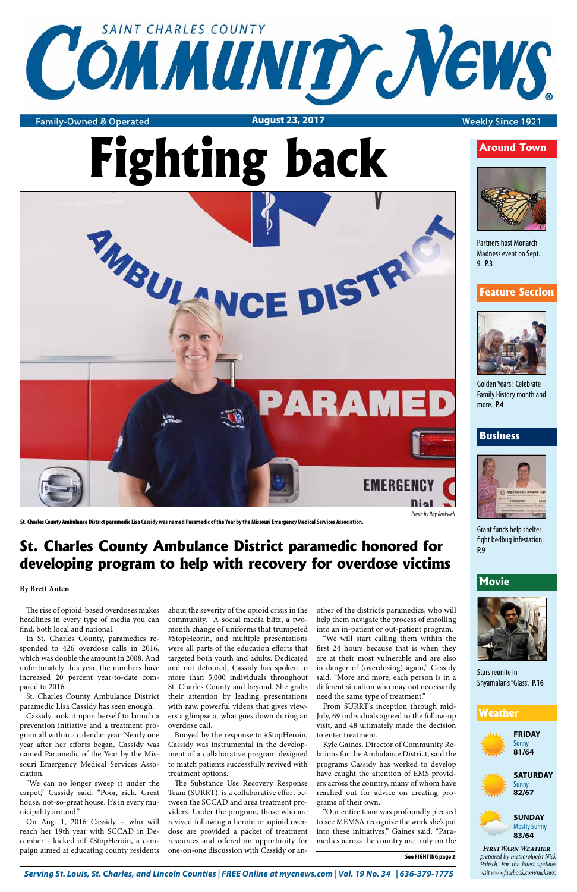# Saint Charles County Community News

Family-Owned & Operated | August 23, 2017 | Weekly Since 1921

# Fighting back

St. Charles County Ambulance District paramedic Lisa Cassidy was named Paramedic of the Year by the Missouri Emergency Medical Services Association.

*Photo by Ray Rockwell*

## St. Charles County Ambulance District paramedic honored for developing program to help with recovery for overdose victims

**By Brett Auten**

The rise of opioid-based overdoses makes headlines in every type of media you can find, both local and national.

In St. Charles County, paramedics responded to 426 overdose calls in 2016, which was double the amount in 2008. And unfortunately this year, the numbers have increased 20 percent year-to-date compared to 2016.

St. Charles County Ambulance District paramedic Lisa Cassidy has seen enough.

Cassidy took it upon herself to launch a prevention initiative and a treatment program all within a calendar year. Nearly one year after her efforts began, Cassidy was named Paramedic of the Year by the Missouri Emergency Medical Services Association.

"We can no longer sweep it under the carpet," Cassidy said. "Poor, rich. Great house, not-so-great house. It's in every municipality around."

On Aug. 1, 2016 Cassidy – who will reach her 19th year with SCCAD in December - kicked off #StopHeroin, a campaign aimed at educating county residents about the severity of the opioid crisis in the community. A social media blitz, a two-month change of uniforms that trumpeted #StopHeorin, and multiple presentations were all parts of the education efforts that targeted both youth and adults. Dedicated and not detoured, Cassidy has spoken to more than 5,000 individuals throughout St. Charles County and beyond. She grabs their attention by leading presentations with raw, powerful videos that gives viewers a glimpse at what goes down during an overdose call.

Buoyed by the response to #StopHeroin, Cassidy was instrumental in the development of a collaborative program designed to match patients successfully revived with treatment options.

The Substance Use Recovery Response Team (SURRT), is a collaborative effort between the SCCAD and area treatment providers. Under the program, those who are revived following a heroin or opioid overdose are provided a packet of treatment resources and offered an opportunity for one-on-one discussion with Cassidy or another of the district's paramedics, who will help them navigate the process of enrolling into an in-patient or out-patient program.

"We will start calling them within the first 24 hours because that is when they are at their most vulnerable and are also in danger of (overdosing) again," Cassidy said. "More and more, each person is in a different situation who may not necessarily need the same type of treatment."

From SURRT's inception through mid-July, 69 individuals agreed to the follow-up visit, and 48 ultimately made the decision to enter treatment.

Kyle Gaines, Director of Community Relations for the Ambulance District, said the programs Cassidy has worked to develop have caught the attention of EMS providers across the country, many of whom have reached out for advice on creating programs of their own.

"Our entire team was profoundly pleased to see MEMSA recognize the work she's put into these initiatives," Gaines said. "Paramedics across the country are truly on the

**See FIGHTING page 2**

### Around Town

Partners host Monarch Madness event on Sept. 9. **P.3**

### Feature Section

Golden Years: Celebrate Family History month and more. **P.4**

### Business

Grant funds help shelter fight bedbug infestation. **P.9**

### Movie

Stars reunite in Shyamalan's "Glass". **P.16**

### Weather

**FRIDAY** Sunny **81/64**

**SATURDAY** Sunny **82/67**

**SUNDAY** Mostly Sunny **83/64**

*FIRSTWARN WEATHER prepared by meteorologist Nick Palisch. For the latest updates visit www.facebook.com/nickswx.*

*Serving St. Louis, St. Charles, and Lincoln Counties | FREE Online at mycnews.com | Vol. 19 No. 34 | 636-379-1775*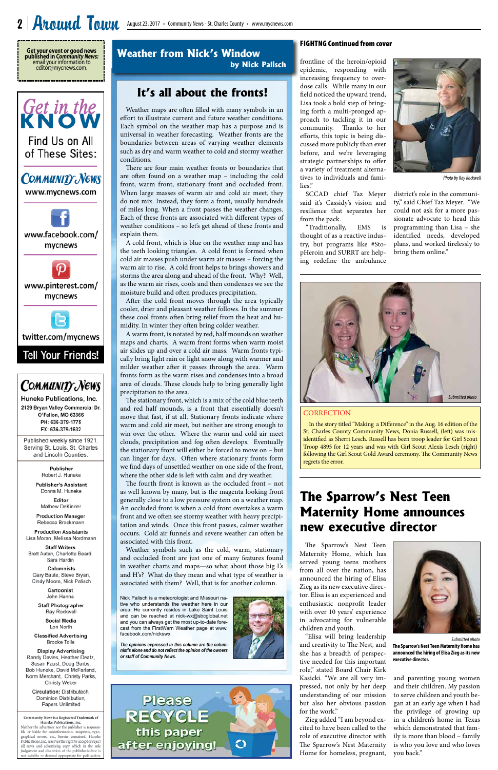Get your event or good news published in *Community News:* email your information to editor@mycnews.com.

Get in the KNOW

Find Us on All of These Sites:

Community News
www.mycnews.com

www.facebook.com/mycnews

www.pinterest.com/mycnews

twitter.com/mycnews

Tell Your Friends!

Community News
Huneke Publications, Inc.
2139 Bryan Valley Commercial Dr.
O'Fallon, MO 63366
PH: 636-379-1775
FX: 636-379-1632

Published weekly since 1921.
Serving St. Louis, St. Charles and Lincoln Counties.

**Publisher**
Robert J. Huneke

**Publisher's Assistant**
Donna M. Huneke

**Editor**
Mathew DeKinder

**Production Manager**
Rebecca Brockmann

**Production Assistants**
Lisa Moran, Melissa Nordmann

**Staff Writers**
Brett Auten, Charlotte Beard, Sara Hardin

**Columnists**
Gary Baute, Steve Bryan, Cindy Moore, Nick Palisch

**Cartoonist**
John Hanna

**Staff Photographer**
Ray Rockwell

**Social Media**
Lori North

**Classified Advertising**
Brooke Tolle

**Display Advertising**
Randy Davies, Heather Deatz, Susan Faust, Doug Garbs, Bob Huneke, David McFarland, Norm Merchant, Christy Parks, Christy Weber

**Circulation:** Distributech, Dominion Distribution, Papers Unlimited

Community News is a Registered Trademark of Huneke Publications, Inc.
Neither the advertiser nor the publisher is responsible or liable for misinformation, misprints, typographical errors, etc., herein contained. Huneke Publications, Inc. reserves the right to accept or reject all news and advertising copy which in the sole judgement and discretion of the publisher/editor is not suitable or deemed appropriate for publication.

## Weather from Nick's Window
**by Nick Palisch**

### It's all about the fronts!

Weather maps are often filled with many symbols in an effort to illustrate current and future weather conditions. Each symbol on the weather map has a purpose and is universal in weather forecasting. Weather fronts are the boundaries between areas of varying weather elements such as dry and warm weather to cold and stormy weather conditions.

There are four main weather fronts or boundaries that are often found on a weather map – including the cold front, warm front, stationary front and occluded front. When large masses of warm air and cold air meet, they do not mix. Instead, they form a front, usually hundreds of miles long. When a front passes the weather changes. Each of these fronts are associated with different types of weather conditions – so let's get ahead of these fronts and explain them.

A cold front, which is blue on the weather map and has the teeth looking triangles. A cold front is formed when cold air masses push under warm air masses – forcing the warm air to rise. A cold front helps to brings showers and storms the area along and ahead of the front. Why? Well, as the warm air rises, cools and then condenses we see the moisture build and often produces precipitation.

After the cold front moves through the area typically cooler, drier and pleasant weather follows. In the summer these cool fronts often bring relief from the heat and humidity. In winter they often bring colder weather.

A warm front, is notated by red, half mounds on weather maps and charts. A warm front forms when warm moist air slides up and over a cold air mass. Warm fronts typically bring light rain or light snow along with warmer and milder weather after it passes through the area. Warm fronts form as the warm rises and condenses into a broad area of clouds. These clouds help to bring generally light precipitation to the area.

The stationary front, which is a mix of the cold blue teeth and red half mounds, is a front that essentially doesn't move that fast, if at all. Stationary fronts indicate where warm and cold air meet, but neither are strong enough to win over the other. Where the warm and cold air meet clouds, precipitation and fog often develops. Eventually the stationary front will either be forced to move on – but can linger for days. Often where stationary fronts form we find days of unsettled weather on one side of the front, where the other side is left with calm and dry weather.

The fourth front is known as the occluded front – not as well known by many, but is the magenta looking front generally close to a low pressure system on a weather map. An occluded front is when a cold front overtakes a warm front and we often see stormy weather with heavy precipitation and winds. Once this front passes, calmer weather occurs. Cold air funnels and severe weather can often be associated with this front.

Weather symbols such as the cold, warm, stationary and occluded front are just one of many features found in weather charts and maps—so what about those big L's and H's? What do they mean and what type of weather is associated with them? Well, that is for another column.

Nick Palisch is a meteorologist and Missouri native who understands the weather here in our area. He currently resides in Lake Saint Louis and can be reached at nick-wx@sbcglobal.net and you can always get the most up-to-date forecast from the FirstWarn Weather page at www.facebook.com/nickswx

*The opinions expressed in this column are the columnist's alone and do not reflect the opinion of the owners or staff of Community News.*

Please RECYCLE this paper after enjoying!

**FIGHTNG Continued from cover**

frontline of the heroin/opioid epidemic, responding with increasing frequency to overdose calls. While many in our field noticed the upward trend, Lisa took a bold step of bringing forth a multi-pronged approach to tackling it in our community. Thanks to her efforts, this topic is being discussed more publicly than ever before, and we're leveraging strategic partnerships to offer a variety of treatment alternatives to individuals and families."

SCCAD chief Taz Meyer said it's Cassidy's vision and resilience that separates her from the pack.

"Traditionally, EMS is thought of as a reactive industry, but programs like #StopHeroin and SURRT are helping redefine the ambulance district's role in the community," said Chief Taz Meyer. "We could not ask for a more passionate advocate to head this programming than Lisa – she identified needs, developed plans, and worked tirelessly to bring them online."

*Photo by Ray Rockwell*

*Submitted photo*

**CORRECTION**

In the story titled "Making a Difference" in the Aug. 16 edition of the St. Charles County Community News, Donia Russell, (left) was misidentified as Sherri Lesch. Russell has been troop leader for Girl Scout Troop 4895 for 12 years and was with Girl Scout Alexis Lesch (right) following the Girl Scout Gold Award ceremony. The Community News regrets the error.

## The Sparrow's Nest Teen Maternity Home announces new executive director

The Sparrow's Nest Teen Maternity Home, which has served young teens mothers from all over the nation, has announced the hiring of Elisa Zieg as its new executive director. Elisa is an experienced and enthusiastic nonprofit leader with over 10 years' experience in advocating for vulnerable children and youth.

"Elisa will bring leadership and creativity to The Nest, and she has a breadth of perspective needed for this important role," stated Board Chair Kirk Kasicki. "We are all very impressed, not only by her deep understanding of our mission but also her obvious passion for the work."

Zieg added "I am beyond excited to have been called to the role of executive director with The Sparrow's Nest Maternity Home for homeless, pregnant, and parenting young women and their children. My passion to serve children and youth began at an early age when I had the privilege of growing up in a children's home in Texas which demonstrated that family is more than blood – family is who you love and who loves you back."

*Submitted photo*

**The Sparrow's Nest Teen Maternity Home has announced the hiring of Elisa Zieg as its new executive director.**